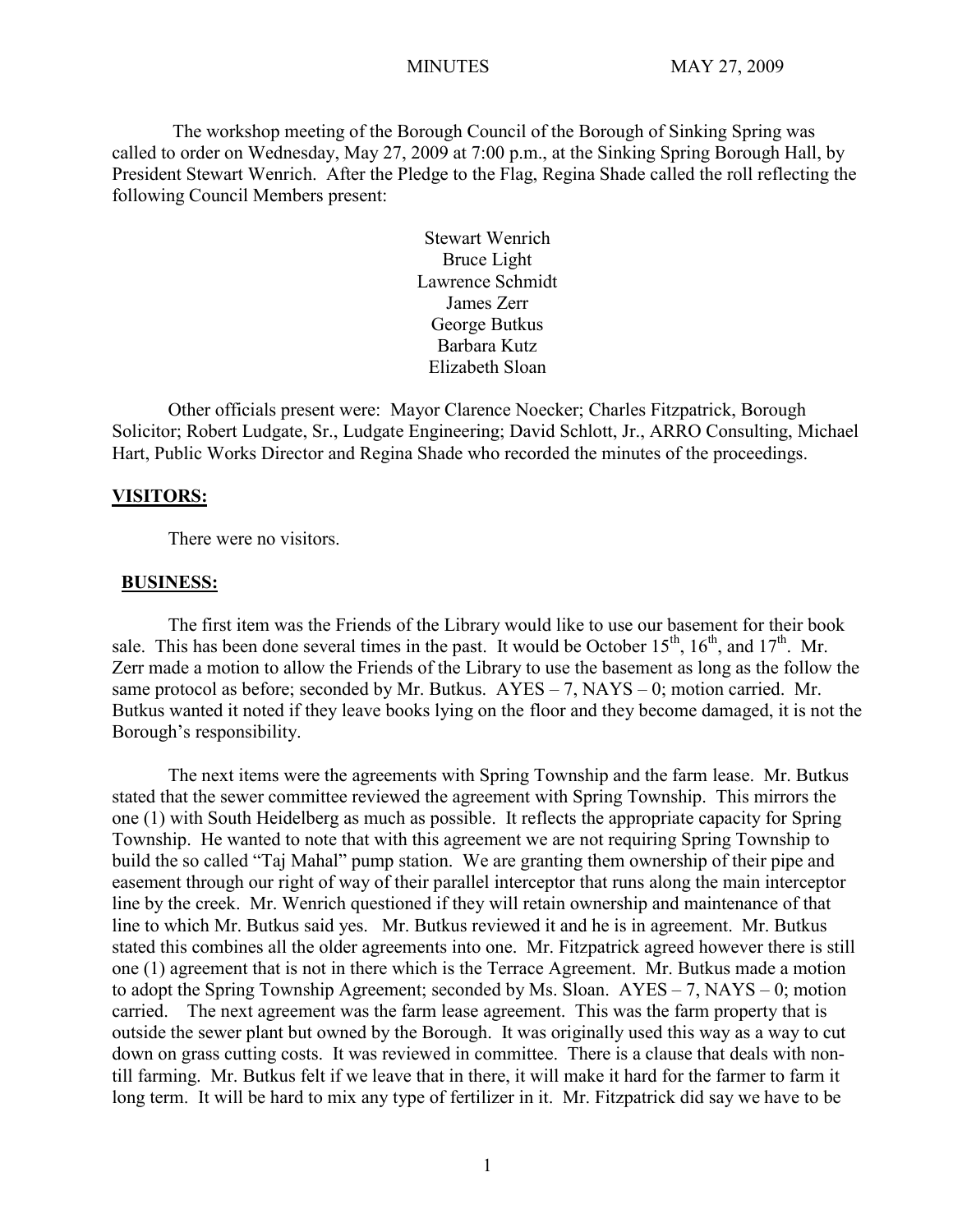The workshop meeting of the Borough Council of the Borough of Sinking Spring was called to order on Wednesday, May 27, 2009 at 7:00 p.m., at the Sinking Spring Borough Hall, by President Stewart Wenrich. After the Pledge to the Flag, Regina Shade called the roll reflecting the following Council Members present:

Stewart Wenrich
Bruce Light
Lawrence Schmidt
James Zerr
George Butkus
Barbara Kutz
Elizabeth Sloan

Other officials present were: Mayor Clarence Noecker; Charles Fitzpatrick, Borough Solicitor; Robert Ludgate, Sr., Ludgate Engineering; David Schlott, Jr., ARRO Consulting, Michael Hart, Public Works Director and Regina Shade who recorded the minutes of the proceedings.

## VISITORS:

There were no visitors.

## BUSINESS:

The first item was the Friends of the Library would like to use our basement for their book sale. This has been done several times in the past. It would be October 15th, 16th, and 17th. Mr. Zerr made a motion to allow the Friends of the Library to use the basement as long as the follow the same protocol as before; seconded by Mr. Butkus. AYES – 7, NAYS – 0; motion carried. Mr. Butkus wanted it noted if they leave books lying on the floor and they become damaged, it is not the Borough's responsibility.

The next items were the agreements with Spring Township and the farm lease. Mr. Butkus stated that the sewer committee reviewed the agreement with Spring Township. This mirrors the one (1) with South Heidelberg as much as possible. It reflects the appropriate capacity for Spring Township. He wanted to note that with this agreement we are not requiring Spring Township to build the so called "Taj Mahal" pump station. We are granting them ownership of their pipe and easement through our right of way of their parallel interceptor that runs along the main interceptor line by the creek. Mr. Wenrich questioned if they will retain ownership and maintenance of that line to which Mr. Butkus said yes. Mr. Butkus reviewed it and he is in agreement. Mr. Butkus stated this combines all the older agreements into one. Mr. Fitzpatrick agreed however there is still one (1) agreement that is not in there which is the Terrace Agreement. Mr. Butkus made a motion to adopt the Spring Township Agreement; seconded by Ms. Sloan. AYES – 7, NAYS – 0; motion carried. The next agreement was the farm lease agreement. This was the farm property that is outside the sewer plant but owned by the Borough. It was originally used this way as a way to cut down on grass cutting costs. It was reviewed in committee. There is a clause that deals with non-till farming. Mr. Butkus felt if we leave that in there, it will make it hard for the farmer to farm it long term. It will be hard to mix any type of fertilizer in it. Mr. Fitzpatrick did say we have to be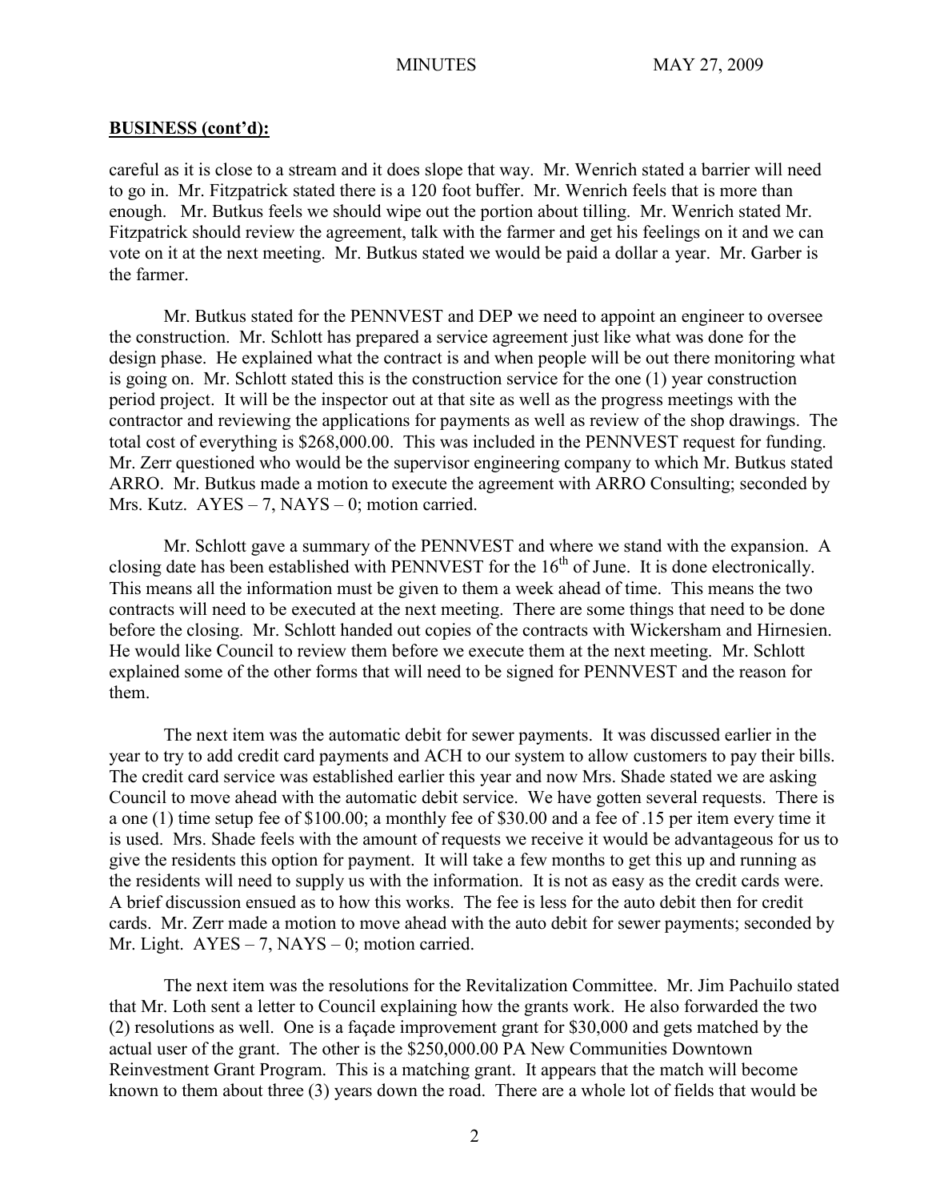**BUSINESS (cont'd):**

careful as it is close to a stream and it does slope that way. Mr. Wenrich stated a barrier will need to go in. Mr. Fitzpatrick stated there is a 120 foot buffer. Mr. Wenrich feels that is more than enough. Mr. Butkus feels we should wipe out the portion about tilling. Mr. Wenrich stated Mr. Fitzpatrick should review the agreement, talk with the farmer and get his feelings on it and we can vote on it at the next meeting. Mr. Butkus stated we would be paid a dollar a year. Mr. Garber is the farmer.

Mr. Butkus stated for the PENNVEST and DEP we need to appoint an engineer to oversee the construction. Mr. Schlott has prepared a service agreement just like what was done for the design phase. He explained what the contract is and when people will be out there monitoring what is going on. Mr. Schlott stated this is the construction service for the one (1) year construction period project. It will be the inspector out at that site as well as the progress meetings with the contractor and reviewing the applications for payments as well as review of the shop drawings. The total cost of everything is $268,000.00. This was included in the PENNVEST request for funding. Mr. Zerr questioned who would be the supervisor engineering company to which Mr. Butkus stated ARRO. Mr. Butkus made a motion to execute the agreement with ARRO Consulting; seconded by Mrs. Kutz. AYES – 7, NAYS – 0; motion carried.

Mr. Schlott gave a summary of the PENNVEST and where we stand with the expansion. A closing date has been established with PENNVEST for the 16th of June. It is done electronically. This means all the information must be given to them a week ahead of time. This means the two contracts will need to be executed at the next meeting. There are some things that need to be done before the closing. Mr. Schlott handed out copies of the contracts with Wickersham and Hirnesien. He would like Council to review them before we execute them at the next meeting. Mr. Schlott explained some of the other forms that will need to be signed for PENNVEST and the reason for them.

The next item was the automatic debit for sewer payments. It was discussed earlier in the year to try to add credit card payments and ACH to our system to allow customers to pay their bills. The credit card service was established earlier this year and now Mrs. Shade stated we are asking Council to move ahead with the automatic debit service. We have gotten several requests. There is a one (1) time setup fee of $100.00; a monthly fee of $30.00 and a fee of .15 per item every time it is used. Mrs. Shade feels with the amount of requests we receive it would be advantageous for us to give the residents this option for payment. It will take a few months to get this up and running as the residents will need to supply us with the information. It is not as easy as the credit cards were. A brief discussion ensued as to how this works. The fee is less for the auto debit then for credit cards. Mr. Zerr made a motion to move ahead with the auto debit for sewer payments; seconded by Mr. Light. AYES – 7, NAYS – 0; motion carried.

The next item was the resolutions for the Revitalization Committee. Mr. Jim Pachuilo stated that Mr. Loth sent a letter to Council explaining how the grants work. He also forwarded the two (2) resolutions as well. One is a façade improvement grant for $30,000 and gets matched by the actual user of the grant. The other is the $250,000.00 PA New Communities Downtown Reinvestment Grant Program. This is a matching grant. It appears that the match will become known to them about three (3) years down the road. There are a whole lot of fields that would be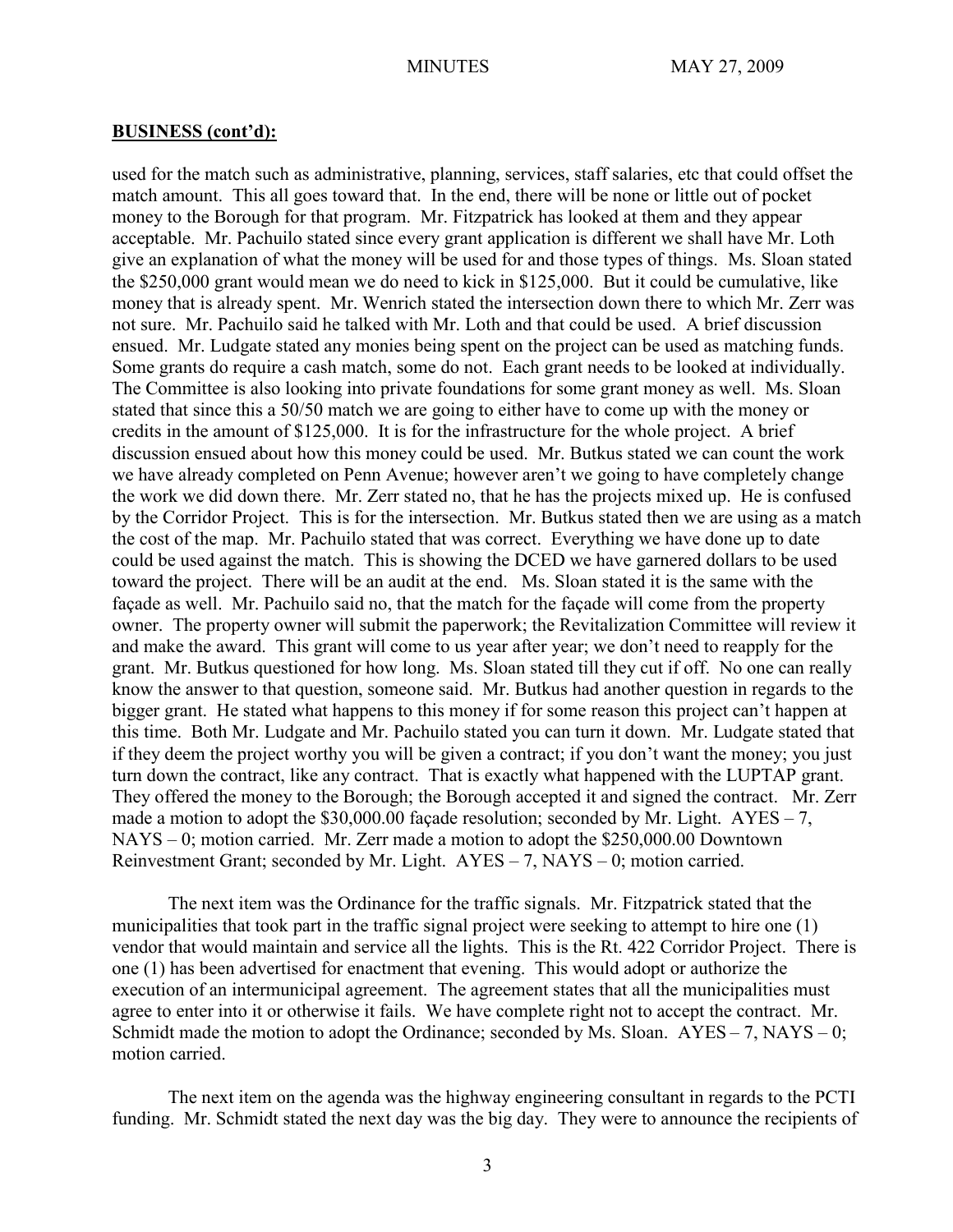**BUSINESS (cont'd):**

used for the match such as administrative, planning, services, staff salaries, etc that could offset the match amount. This all goes toward that. In the end, there will be none or little out of pocket money to the Borough for that program. Mr. Fitzpatrick has looked at them and they appear acceptable. Mr. Pachuilo stated since every grant application is different we shall have Mr. Loth give an explanation of what the money will be used for and those types of things. Ms. Sloan stated the $250,000 grant would mean we do need to kick in $125,000. But it could be cumulative, like money that is already spent. Mr. Wenrich stated the intersection down there to which Mr. Zerr was not sure. Mr. Pachuilo said he talked with Mr. Loth and that could be used. A brief discussion ensued. Mr. Ludgate stated any monies being spent on the project can be used as matching funds. Some grants do require a cash match, some do not. Each grant needs to be looked at individually. The Committee is also looking into private foundations for some grant money as well. Ms. Sloan stated that since this a 50/50 match we are going to either have to come up with the money or credits in the amount of $125,000. It is for the infrastructure for the whole project. A brief discussion ensued about how this money could be used. Mr. Butkus stated we can count the work we have already completed on Penn Avenue; however aren't we going to have completely change the work we did down there. Mr. Zerr stated no, that he has the projects mixed up. He is confused by the Corridor Project. This is for the intersection. Mr. Butkus stated then we are using as a match the cost of the map. Mr. Pachuilo stated that was correct. Everything we have done up to date could be used against the match. This is showing the DCED we have garnered dollars to be used toward the project. There will be an audit at the end. Ms. Sloan stated it is the same with the façade as well. Mr. Pachuilo said no, that the match for the façade will come from the property owner. The property owner will submit the paperwork; the Revitalization Committee will review it and make the award. This grant will come to us year after year; we don't need to reapply for the grant. Mr. Butkus questioned for how long. Ms. Sloan stated till they cut if off. No one can really know the answer to that question, someone said. Mr. Butkus had another question in regards to the bigger grant. He stated what happens to this money if for some reason this project can't happen at this time. Both Mr. Ludgate and Mr. Pachuilo stated you can turn it down. Mr. Ludgate stated that if they deem the project worthy you will be given a contract; if you don't want the money; you just turn down the contract, like any contract. That is exactly what happened with the LUPTAP grant. They offered the money to the Borough; the Borough accepted it and signed the contract. Mr. Zerr made a motion to adopt the $30,000.00 façade resolution; seconded by Mr. Light. AYES – 7, NAYS – 0; motion carried. Mr. Zerr made a motion to adopt the $250,000.00 Downtown Reinvestment Grant; seconded by Mr. Light. AYES – 7, NAYS – 0; motion carried.

The next item was the Ordinance for the traffic signals. Mr. Fitzpatrick stated that the municipalities that took part in the traffic signal project were seeking to attempt to hire one (1) vendor that would maintain and service all the lights. This is the Rt. 422 Corridor Project. There is one (1) has been advertised for enactment that evening. This would adopt or authorize the execution of an intermunicipal agreement. The agreement states that all the municipalities must agree to enter into it or otherwise it fails. We have complete right not to accept the contract. Mr. Schmidt made the motion to adopt the Ordinance; seconded by Ms. Sloan. AYES – 7, NAYS – 0; motion carried.

The next item on the agenda was the highway engineering consultant in regards to the PCTI funding. Mr. Schmidt stated the next day was the big day. They were to announce the recipients of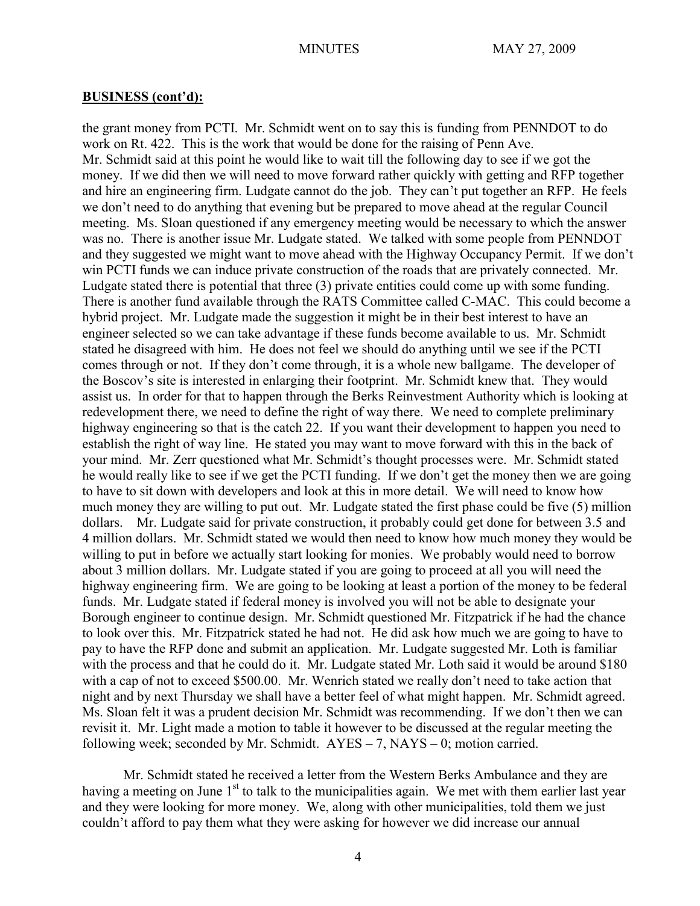## **BUSINESS (cont'd):**

the grant money from PCTI. Mr. Schmidt went on to say this is funding from PENNDOT to do work on Rt. 422. This is the work that would be done for the raising of Penn Ave. Mr. Schmidt said at this point he would like to wait till the following day to see if we got the money. If we did then we will need to move forward rather quickly with getting and RFP together and hire an engineering firm. Ludgate cannot do the job. They can't put together an RFP. He feels we don't need to do anything that evening but be prepared to move ahead at the regular Council meeting. Ms. Sloan questioned if any emergency meeting would be necessary to which the answer was no. There is another issue Mr. Ludgate stated. We talked with some people from PENNDOT and they suggested we might want to move ahead with the Highway Occupancy Permit. If we don't win PCTI funds we can induce private construction of the roads that are privately connected. Mr. Ludgate stated there is potential that three (3) private entities could come up with some funding. There is another fund available through the RATS Committee called C-MAC. This could become a hybrid project. Mr. Ludgate made the suggestion it might be in their best interest to have an engineer selected so we can take advantage if these funds become available to us. Mr. Schmidt stated he disagreed with him. He does not feel we should do anything until we see if the PCTI comes through or not. If they don't come through, it is a whole new ballgame. The developer of the Boscov's site is interested in enlarging their footprint. Mr. Schmidt knew that. They would assist us. In order for that to happen through the Berks Reinvestment Authority which is looking at redevelopment there, we need to define the right of way there. We need to complete preliminary highway engineering so that is the catch 22. If you want their development to happen you need to establish the right of way line. He stated you may want to move forward with this in the back of your mind. Mr. Zerr questioned what Mr. Schmidt's thought processes were. Mr. Schmidt stated he would really like to see if we get the PCTI funding. If we don't get the money then we are going to have to sit down with developers and look at this in more detail. We will need to know how much money they are willing to put out. Mr. Ludgate stated the first phase could be five (5) million dollars. Mr. Ludgate said for private construction, it probably could get done for between 3.5 and 4 million dollars. Mr. Schmidt stated we would then need to know how much money they would be willing to put in before we actually start looking for monies. We probably would need to borrow about 3 million dollars. Mr. Ludgate stated if you are going to proceed at all you will need the highway engineering firm. We are going to be looking at least a portion of the money to be federal funds. Mr. Ludgate stated if federal money is involved you will not be able to designate your Borough engineer to continue design. Mr. Schmidt questioned Mr. Fitzpatrick if he had the chance to look over this. Mr. Fitzpatrick stated he had not. He did ask how much we are going to have to pay to have the RFP done and submit an application. Mr. Ludgate suggested Mr. Loth is familiar with the process and that he could do it. Mr. Ludgate stated Mr. Loth said it would be around $180 with a cap of not to exceed $500.00. Mr. Wenrich stated we really don't need to take action that night and by next Thursday we shall have a better feel of what might happen. Mr. Schmidt agreed. Ms. Sloan felt it was a prudent decision Mr. Schmidt was recommending. If we don't then we can revisit it. Mr. Light made a motion to table it however to be discussed at the regular meeting the following week; seconded by Mr. Schmidt. AYES – 7, NAYS – 0; motion carried.

Mr. Schmidt stated he received a letter from the Western Berks Ambulance and they are having a meeting on June 1st to talk to the municipalities again. We met with them earlier last year and they were looking for more money. We, along with other municipalities, told them we just couldn't afford to pay them what they were asking for however we did increase our annual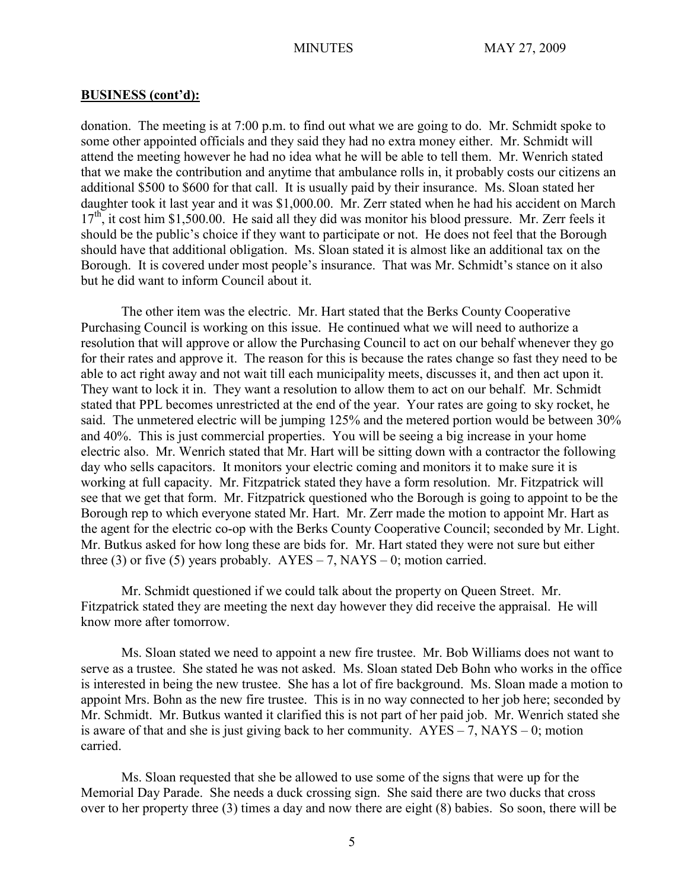**BUSINESS (cont'd):**

donation. The meeting is at 7:00 p.m. to find out what we are going to do. Mr. Schmidt spoke to some other appointed officials and they said they had no extra money either. Mr. Schmidt will attend the meeting however he had no idea what he will be able to tell them. Mr. Wenrich stated that we make the contribution and anytime that ambulance rolls in, it probably costs our citizens an additional $500 to $600 for that call. It is usually paid by their insurance. Ms. Sloan stated her daughter took it last year and it was $1,000.00. Mr. Zerr stated when he had his accident on March 17th, it cost him $1,500.00. He said all they did was monitor his blood pressure. Mr. Zerr feels it should be the public's choice if they want to participate or not. He does not feel that the Borough should have that additional obligation. Ms. Sloan stated it is almost like an additional tax on the Borough. It is covered under most people's insurance. That was Mr. Schmidt's stance on it also but he did want to inform Council about it.

The other item was the electric. Mr. Hart stated that the Berks County Cooperative Purchasing Council is working on this issue. He continued what we will need to authorize a resolution that will approve or allow the Purchasing Council to act on our behalf whenever they go for their rates and approve it. The reason for this is because the rates change so fast they need to be able to act right away and not wait till each municipality meets, discusses it, and then act upon it. They want to lock it in. They want a resolution to allow them to act on our behalf. Mr. Schmidt stated that PPL becomes unrestricted at the end of the year. Your rates are going to sky rocket, he said. The unmetered electric will be jumping 125% and the metered portion would be between 30% and 40%. This is just commercial properties. You will be seeing a big increase in your home electric also. Mr. Wenrich stated that Mr. Hart will be sitting down with a contractor the following day who sells capacitors. It monitors your electric coming and monitors it to make sure it is working at full capacity. Mr. Fitzpatrick stated they have a form resolution. Mr. Fitzpatrick will see that we get that form. Mr. Fitzpatrick questioned who the Borough is going to appoint to be the Borough rep to which everyone stated Mr. Hart. Mr. Zerr made the motion to appoint Mr. Hart as the agent for the electric co-op with the Berks County Cooperative Council; seconded by Mr. Light. Mr. Butkus asked for how long these are bids for. Mr. Hart stated they were not sure but either three (3) or five (5) years probably. AYES – 7, NAYS – 0; motion carried.

Mr. Schmidt questioned if we could talk about the property on Queen Street. Mr. Fitzpatrick stated they are meeting the next day however they did receive the appraisal. He will know more after tomorrow.

Ms. Sloan stated we need to appoint a new fire trustee. Mr. Bob Williams does not want to serve as a trustee. She stated he was not asked. Ms. Sloan stated Deb Bohn who works in the office is interested in being the new trustee. She has a lot of fire background. Ms. Sloan made a motion to appoint Mrs. Bohn as the new fire trustee. This is in no way connected to her job here; seconded by Mr. Schmidt. Mr. Butkus wanted it clarified this is not part of her paid job. Mr. Wenrich stated she is aware of that and she is just giving back to her community. AYES – 7, NAYS – 0; motion carried.

Ms. Sloan requested that she be allowed to use some of the signs that were up for the Memorial Day Parade. She needs a duck crossing sign. She said there are two ducks that cross over to her property three (3) times a day and now there are eight (8) babies. So soon, there will be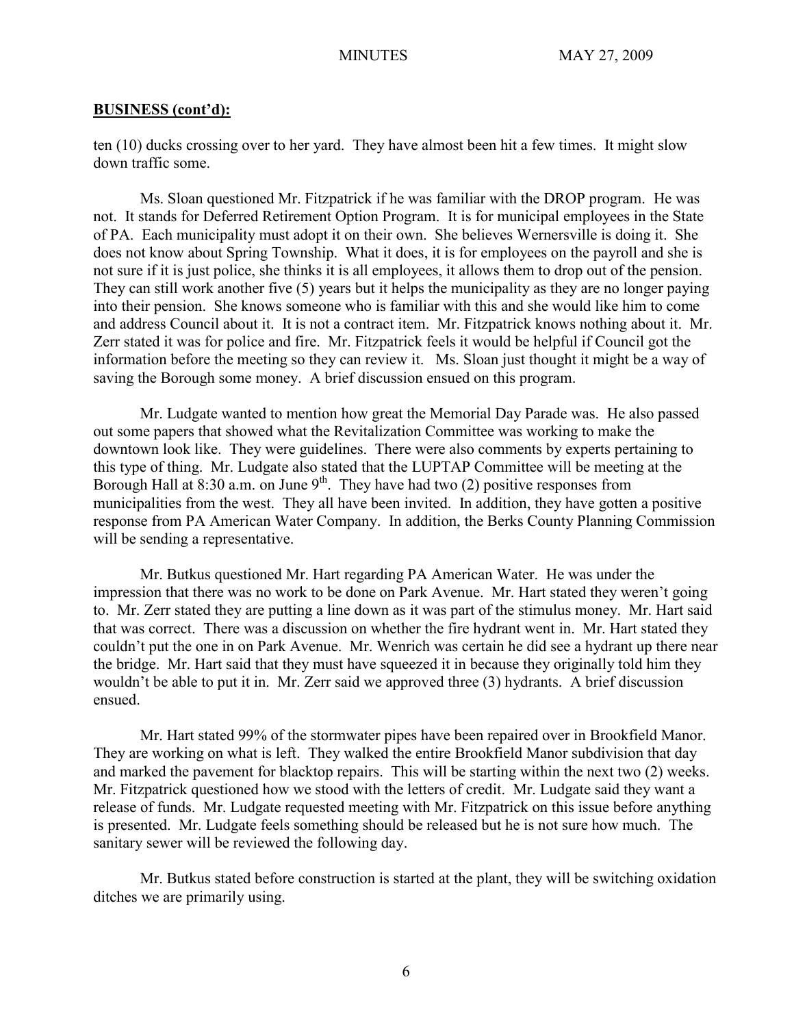**BUSINESS (cont'd):**

ten (10) ducks crossing over to her yard. They have almost been hit a few times. It might slow down traffic some.

Ms. Sloan questioned Mr. Fitzpatrick if he was familiar with the DROP program. He was not. It stands for Deferred Retirement Option Program. It is for municipal employees in the State of PA. Each municipality must adopt it on their own. She believes Wernersville is doing it. She does not know about Spring Township. What it does, it is for employees on the payroll and she is not sure if it is just police, she thinks it is all employees, it allows them to drop out of the pension. They can still work another five (5) years but it helps the municipality as they are no longer paying into their pension. She knows someone who is familiar with this and she would like him to come and address Council about it. It is not a contract item. Mr. Fitzpatrick knows nothing about it. Mr. Zerr stated it was for police and fire. Mr. Fitzpatrick feels it would be helpful if Council got the information before the meeting so they can review it. Ms. Sloan just thought it might be a way of saving the Borough some money. A brief discussion ensued on this program.

Mr. Ludgate wanted to mention how great the Memorial Day Parade was. He also passed out some papers that showed what the Revitalization Committee was working to make the downtown look like. They were guidelines. There were also comments by experts pertaining to this type of thing. Mr. Ludgate also stated that the LUPTAP Committee will be meeting at the Borough Hall at 8:30 a.m. on June 9th. They have had two (2) positive responses from municipalities from the west. They all have been invited. In addition, they have gotten a positive response from PA American Water Company. In addition, the Berks County Planning Commission will be sending a representative.

Mr. Butkus questioned Mr. Hart regarding PA American Water. He was under the impression that there was no work to be done on Park Avenue. Mr. Hart stated they weren't going to. Mr. Zerr stated they are putting a line down as it was part of the stimulus money. Mr. Hart said that was correct. There was a discussion on whether the fire hydrant went in. Mr. Hart stated they couldn't put the one in on Park Avenue. Mr. Wenrich was certain he did see a hydrant up there near the bridge. Mr. Hart said that they must have squeezed it in because they originally told him they wouldn't be able to put it in. Mr. Zerr said we approved three (3) hydrants. A brief discussion ensued.

Mr. Hart stated 99% of the stormwater pipes have been repaired over in Brookfield Manor. They are working on what is left. They walked the entire Brookfield Manor subdivision that day and marked the pavement for blacktop repairs. This will be starting within the next two (2) weeks. Mr. Fitzpatrick questioned how we stood with the letters of credit. Mr. Ludgate said they want a release of funds. Mr. Ludgate requested meeting with Mr. Fitzpatrick on this issue before anything is presented. Mr. Ludgate feels something should be released but he is not sure how much. The sanitary sewer will be reviewed the following day.

Mr. Butkus stated before construction is started at the plant, they will be switching oxidation ditches we are primarily using.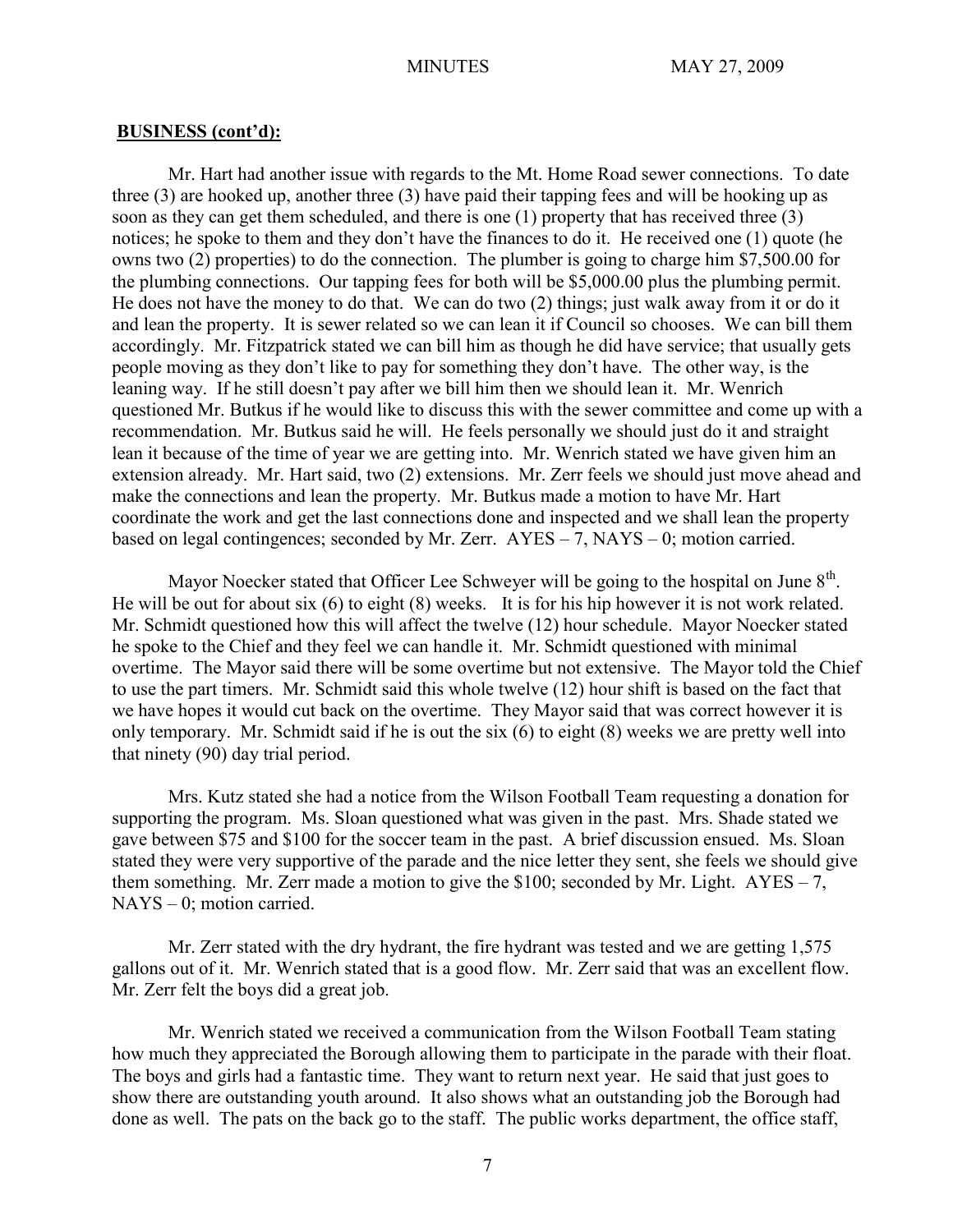**BUSINESS (cont'd):**

Mr. Hart had another issue with regards to the Mt. Home Road sewer connections. To date three (3) are hooked up, another three (3) have paid their tapping fees and will be hooking up as soon as they can get them scheduled, and there is one (1) property that has received three (3) notices; he spoke to them and they don't have the finances to do it. He received one (1) quote (he owns two (2) properties) to do the connection. The plumber is going to charge him $7,500.00 for the plumbing connections. Our tapping fees for both will be $5,000.00 plus the plumbing permit. He does not have the money to do that. We can do two (2) things; just walk away from it or do it and lean the property. It is sewer related so we can lean it if Council so chooses. We can bill them accordingly. Mr. Fitzpatrick stated we can bill him as though he did have service; that usually gets people moving as they don't like to pay for something they don't have. The other way, is the leaning way. If he still doesn't pay after we bill him then we should lean it. Mr. Wenrich questioned Mr. Butkus if he would like to discuss this with the sewer committee and come up with a recommendation. Mr. Butkus said he will. He feels personally we should just do it and straight lean it because of the time of year we are getting into. Mr. Wenrich stated we have given him an extension already. Mr. Hart said, two (2) extensions. Mr. Zerr feels we should just move ahead and make the connections and lean the property. Mr. Butkus made a motion to have Mr. Hart coordinate the work and get the last connections done and inspected and we shall lean the property based on legal contingences; seconded by Mr. Zerr. AYES – 7, NAYS – 0; motion carried.

Mayor Noecker stated that Officer Lee Schweyer will be going to the hospital on June 8th. He will be out for about six (6) to eight (8) weeks. It is for his hip however it is not work related. Mr. Schmidt questioned how this will affect the twelve (12) hour schedule. Mayor Noecker stated he spoke to the Chief and they feel we can handle it. Mr. Schmidt questioned with minimal overtime. The Mayor said there will be some overtime but not extensive. The Mayor told the Chief to use the part timers. Mr. Schmidt said this whole twelve (12) hour shift is based on the fact that we have hopes it would cut back on the overtime. They Mayor said that was correct however it is only temporary. Mr. Schmidt said if he is out the six (6) to eight (8) weeks we are pretty well into that ninety (90) day trial period.

Mrs. Kutz stated she had a notice from the Wilson Football Team requesting a donation for supporting the program. Ms. Sloan questioned what was given in the past. Mrs. Shade stated we gave between $75 and $100 for the soccer team in the past. A brief discussion ensued. Ms. Sloan stated they were very supportive of the parade and the nice letter they sent, she feels we should give them something. Mr. Zerr made a motion to give the $100; seconded by Mr. Light. AYES – 7, NAYS – 0; motion carried.

Mr. Zerr stated with the dry hydrant, the fire hydrant was tested and we are getting 1,575 gallons out of it. Mr. Wenrich stated that is a good flow. Mr. Zerr said that was an excellent flow. Mr. Zerr felt the boys did a great job.

Mr. Wenrich stated we received a communication from the Wilson Football Team stating how much they appreciated the Borough allowing them to participate in the parade with their float. The boys and girls had a fantastic time. They want to return next year. He said that just goes to show there are outstanding youth around. It also shows what an outstanding job the Borough had done as well. The pats on the back go to the staff. The public works department, the office staff,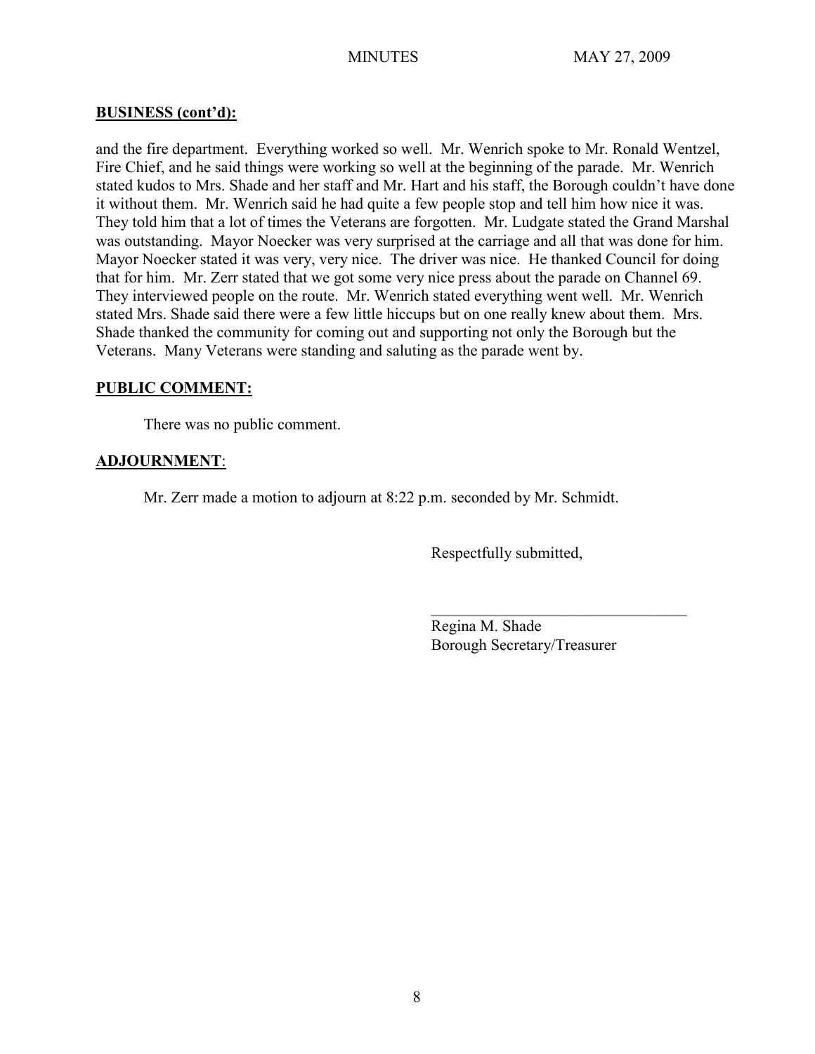**BUSINESS (cont'd):**

and the fire department. Everything worked so well. Mr. Wenrich spoke to Mr. Ronald Wentzel, Fire Chief, and he said things were working so well at the beginning of the parade. Mr. Wenrich stated kudos to Mrs. Shade and her staff and Mr. Hart and his staff, the Borough couldn't have done it without them. Mr. Wenrich said he had quite a few people stop and tell him how nice it was. They told him that a lot of times the Veterans are forgotten. Mr. Ludgate stated the Grand Marshal was outstanding. Mayor Noecker was very surprised at the carriage and all that was done for him. Mayor Noecker stated it was very, very nice. The driver was nice. He thanked Council for doing that for him. Mr. Zerr stated that we got some very nice press about the parade on Channel 69. They interviewed people on the route. Mr. Wenrich stated everything went well. Mr. Wenrich stated Mrs. Shade said there were a few little hiccups but on one really knew about them. Mrs. Shade thanked the community for coming out and supporting not only the Borough but the Veterans. Many Veterans were standing and saluting as the parade went by.

**PUBLIC COMMENT:**

There was no public comment.

**ADJOURNMENT:**

Mr. Zerr made a motion to adjourn at 8:22 p.m. seconded by Mr. Schmidt.

Respectfully submitted,

\_\_\_\_\_\_\_\_\_\_\_\_\_\_\_\_\_\_\_\_\_\_\_\_\_\_\_\_\_\_\_\_

Regina M. Shade
Borough Secretary/Treasurer